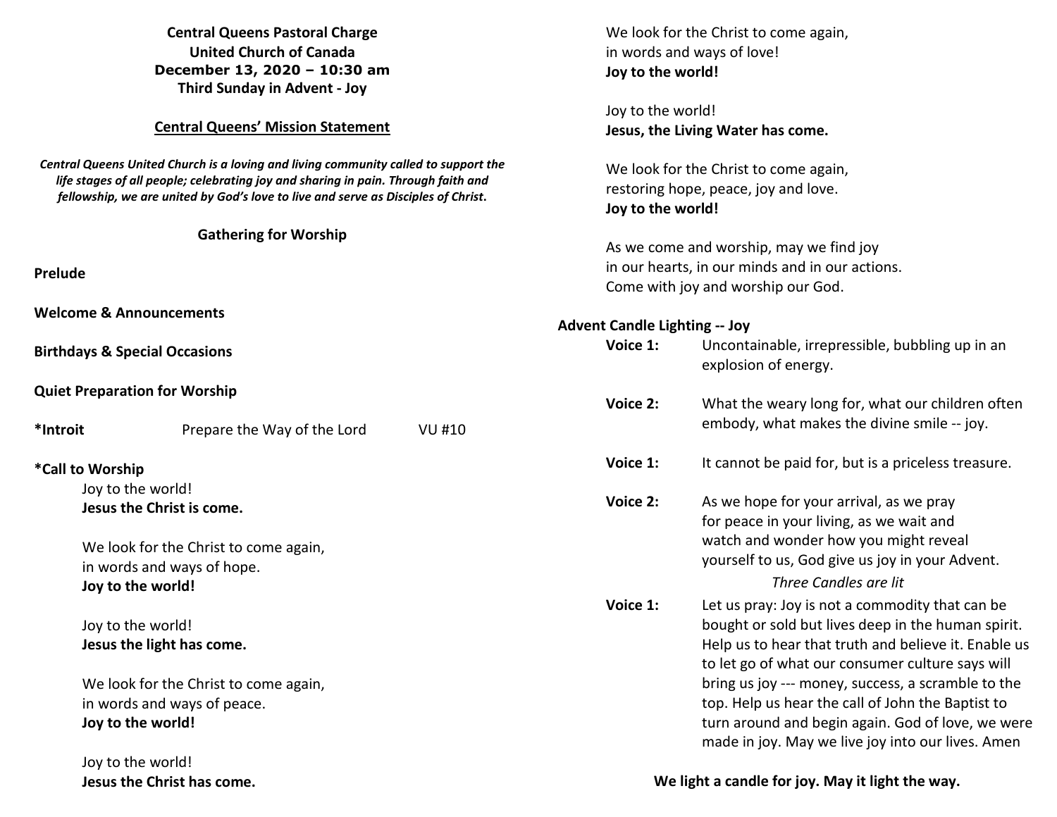**Central Queens Pastoral Charge**
**United Church of Canada**
**December 13, 2020 – 10:30 am**
**Third Sunday in Advent - Joy**

**Central Queens' Mission Statement**

***Central Queens United Church is a loving and living community called to support the life stages of all people; celebrating joy and sharing in pain. Through faith and fellowship, we are united by God's love to live and serve as Disciples of Christ.***

**Gathering for Worship**

**Prelude**

**Welcome & Announcements**

**Birthdays & Special Occasions**

**Quiet Preparation for Worship**

**\*Introit** Prepare the Way of the Lord VU #10

**\*Call to Worship**

Joy to the world!
**Jesus the Christ is come.**

We look for the Christ to come again,
in words and ways of hope.
**Joy to the world!**

Joy to the world!
**Jesus the light has come.**

We look for the Christ to come again,
in words and ways of peace.
**Joy to the world!**

Joy to the world!
**Jesus the Christ has come.**

We look for the Christ to come again,
in words and ways of love!
**Joy to the world!**

Joy to the world!
**Jesus, the Living Water has come.**

We look for the Christ to come again,
restoring hope, peace, joy and love.
**Joy to the world!**

As we come and worship, may we find joy
in our hearts, in our minds and in our actions.
Come with joy and worship our God.

**Advent Candle Lighting -- Joy**

**Voice 1:** Uncontainable, irrepressible, bubbling up in an explosion of energy.

**Voice 2:** What the weary long for, what our children often embody, what makes the divine smile -- joy.

**Voice 1:** It cannot be paid for, but is a priceless treasure.

**Voice 2:** As we hope for your arrival, as we pray for peace in your living, as we wait and watch and wonder how you might reveal yourself to us, God give us joy in your Advent.

*Three Candles are lit*

**Voice 1:** Let us pray: Joy is not a commodity that can be bought or sold but lives deep in the human spirit. Help us to hear that truth and believe it. Enable us to let go of what our consumer culture says will bring us joy --- money, success, a scramble to the top. Help us hear the call of John the Baptist to turn around and begin again. God of love, we were made in joy. May we live joy into our lives. Amen

**We light a candle for joy. May it light the way.**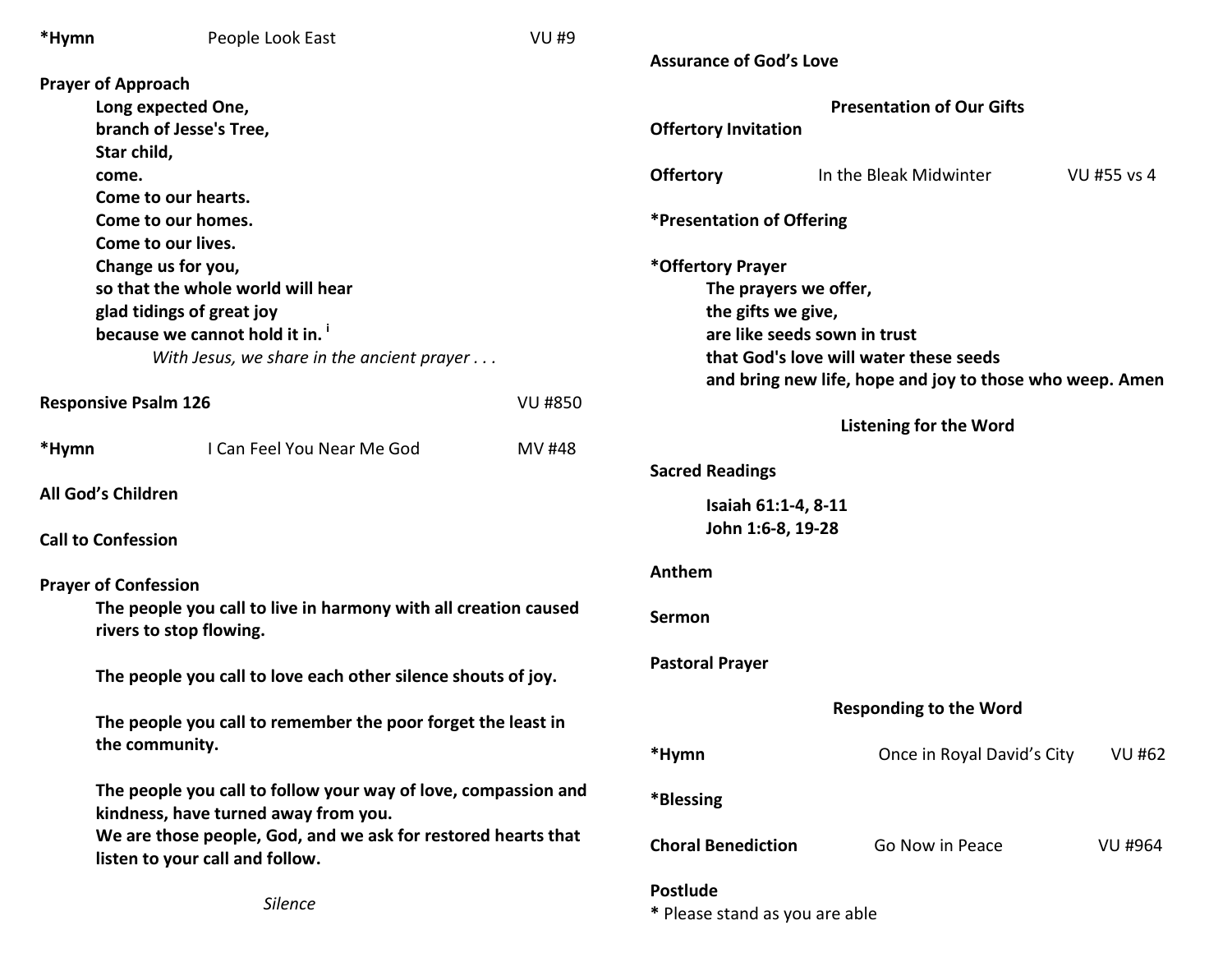**\*Hymn** People Look East VU #9

**Prayer of Approach**

**Long expected One,**
**branch of Jesse's Tree,**
**Star child,**
**come.**
**Come to our hearts.**
**Come to our homes.**
**Come to our lives.**
**Change us for you,**
**so that the whole world will hear**
**glad tidings of great joy**
**because we cannot hold it in.** [i]

*With Jesus, we share in the ancient prayer . . .*

**Responsive Psalm 126** VU #850

**\*Hymn** I Can Feel You Near Me God MV #48

**All God's Children**

**Call to Confession**

**Prayer of Confession**

**The people you call to live in harmony with all creation caused rivers to stop flowing.**

**The people you call to love each other silence shouts of joy.**

**The people you call to remember the poor forget the least in the community.**

**The people you call to follow your way of love, compassion and kindness, have turned away from you.**
**We are those people, God, and we ask for restored hearts that listen to your call and follow.**

*Silence*

**Assurance of God's Love**

**Presentation of Our Gifts**

**Offertory Invitation**

**Offertory** In the Bleak Midwinter VU #55 vs 4

**\*Presentation of Offering**

**\*Offertory Prayer**

**The prayers we offer,**
**the gifts we give,**
**are like seeds sown in trust**
**that God's love will water these seeds**
**and bring new life, hope and joy to those who weep. Amen**

**Listening for the Word**

**Sacred Readings**

**Isaiah 61:1-4, 8-11**
**John 1:6-8, 19-28**

**Anthem**

**Sermon**

**Pastoral Prayer**

**Responding to the Word**

**\*Hymn** Once in Royal David's City VU #62

**\*Blessing**

**Choral Benediction** Go Now in Peace VU #964

**Postlude**

**\*** Please stand as you are able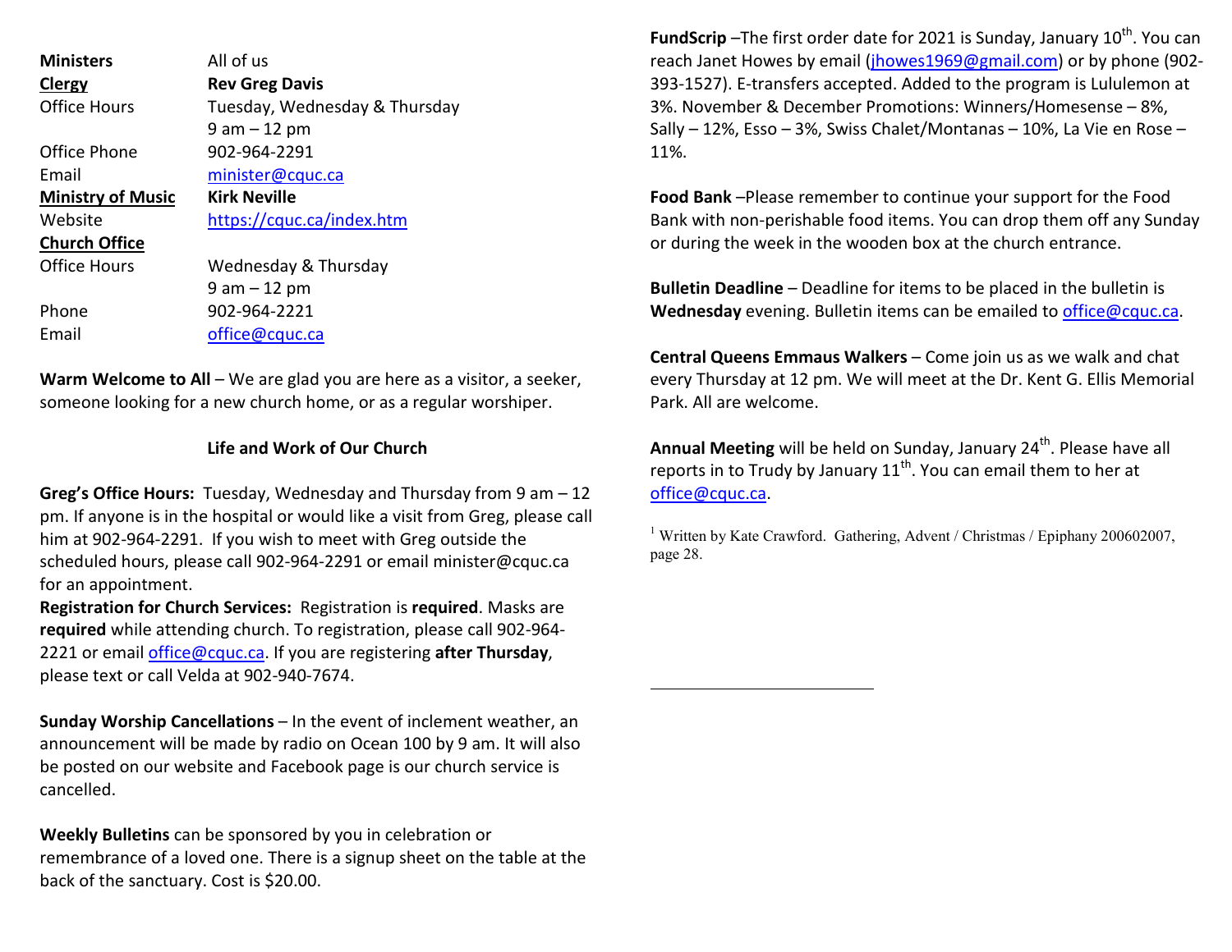| | |
|---|---|
| **Ministers** | All of us |
| **Clergy** | **Rev Greg Davis** |
| Office Hours | Tuesday, Wednesday & Thursday 9 am – 12 pm |
| Office Phone | 902-964-2291 |
| Email | minister@cquc.ca |
| **Ministry of Music** | **Kirk Neville** |
| Website | https://cquc.ca/index.htm |
| **Church Office** | |
| Office Hours | Wednesday & Thursday 9 am – 12 pm |
| Phone | 902-964-2221 |
| Email | office@cquc.ca |

**Warm Welcome to All** – We are glad you are here as a visitor, a seeker, someone looking for a new church home, or as a regular worshiper.

## Life and Work of Our Church

**Greg's Office Hours:** Tuesday, Wednesday and Thursday from 9 am – 12 pm. If anyone is in the hospital or would like a visit from Greg, please call him at 902-964-2291. If you wish to meet with Greg outside the scheduled hours, please call 902-964-2291 or email minister@cquc.ca for an appointment.

**Registration for Church Services:** Registration is **required**. Masks are **required** while attending church. To registration, please call 902-964-2221 or email office@cquc.ca. If you are registering **after Thursday**, please text or call Velda at 902-940-7674.

**Sunday Worship Cancellations** – In the event of inclement weather, an announcement will be made by radio on Ocean 100 by 9 am. It will also be posted on our website and Facebook page is our church service is cancelled.

**Weekly Bulletins** can be sponsored by you in celebration or remembrance of a loved one. There is a signup sheet on the table at the back of the sanctuary. Cost is $20.00.

**FundScrip** –The first order date for 2021 is Sunday, January 10th. You can reach Janet Howes by email (jhowes1969@gmail.com) or by phone (902-393-1527). E-transfers accepted. Added to the program is Lululemon at 3%. November & December Promotions: Winners/Homesense – 8%, Sally – 12%, Esso – 3%, Swiss Chalet/Montanas – 10%, La Vie en Rose – 11%.

**Food Bank** –Please remember to continue your support for the Food Bank with non-perishable food items. You can drop them off any Sunday or during the week in the wooden box at the church entrance.

**Bulletin Deadline** – Deadline for items to be placed in the bulletin is **Wednesday** evening. Bulletin items can be emailed to office@cquc.ca.

**Central Queens Emmaus Walkers** – Come join us as we walk and chat every Thursday at 12 pm. We will meet at the Dr. Kent G. Ellis Memorial Park. All are welcome.

**Annual Meeting** will be held on Sunday, January 24th. Please have all reports in to Trudy by January 11th. You can email them to her at office@cquc.ca.

[1] Written by Kate Crawford. Gathering, Advent / Christmas / Epiphany 200602007, page 28.